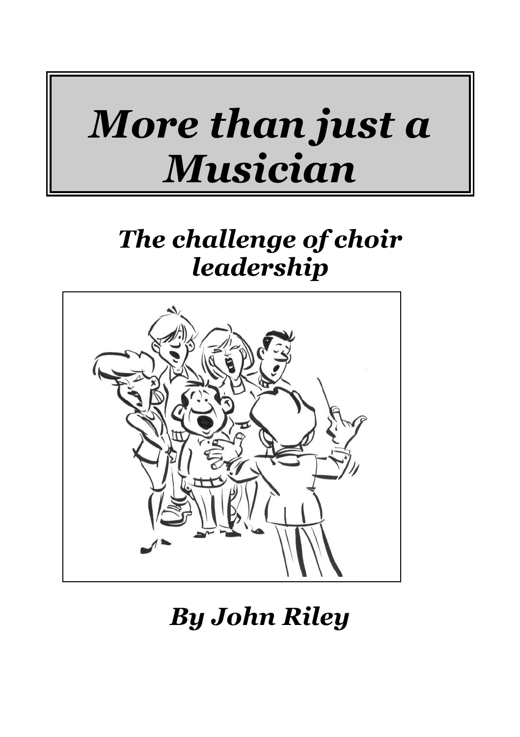# *More than just a Musician*

## *The challenge of choir leadership*

## *By John Riley*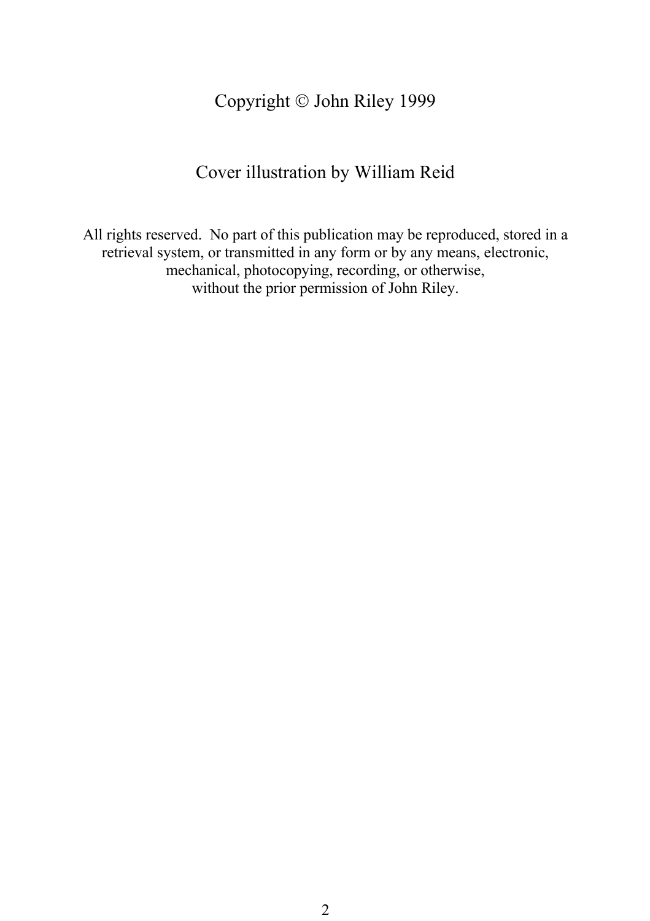Copyright © John Riley 1999

Cover illustration by William Reid

All rights reserved. No part of this publication may be reproduced, stored in a retrieval system, or transmitted in any form or by any means, electronic, mechanical, photocopying, recording, or otherwise, without the prior permission of John Riley.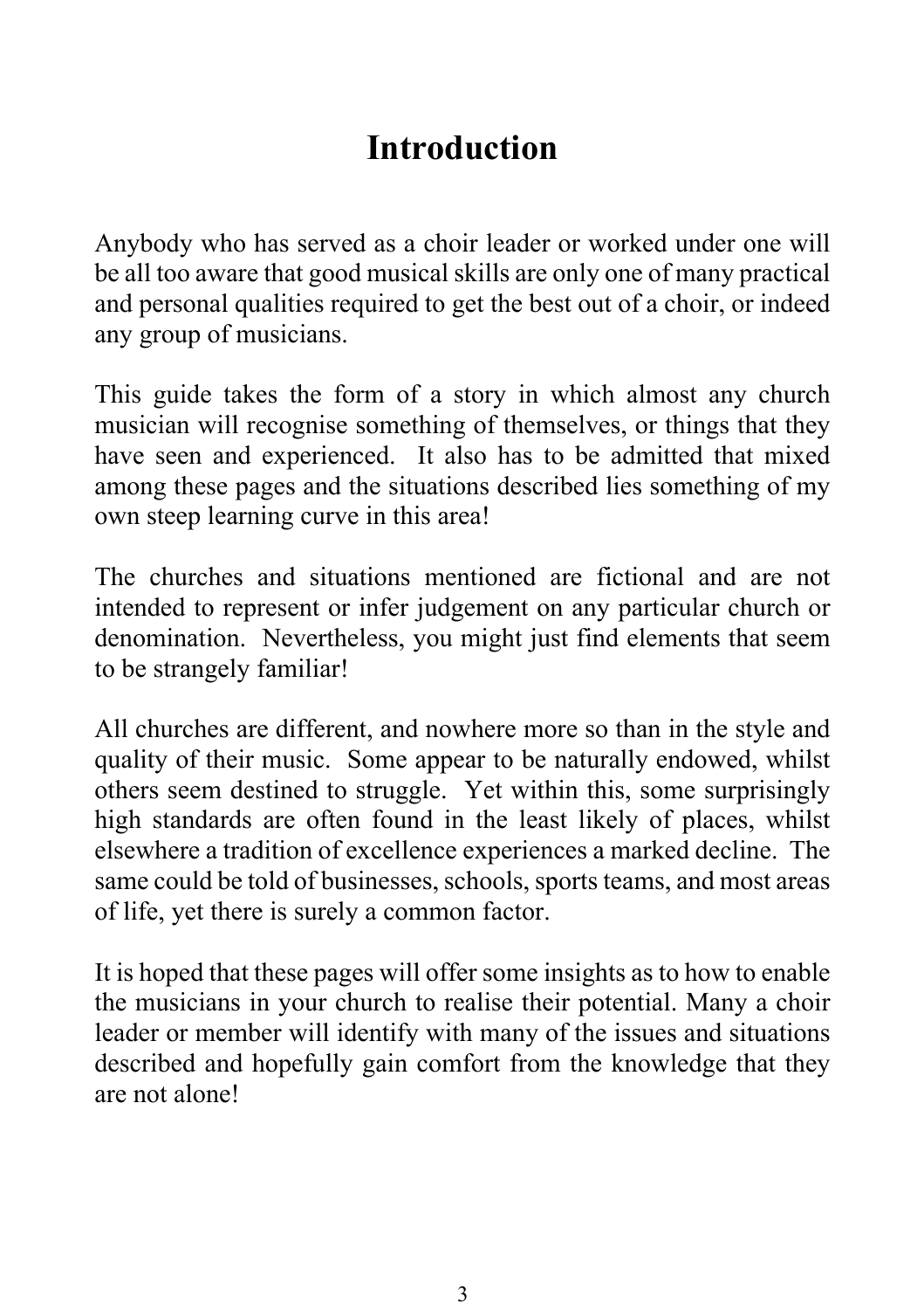# Introduction

Anybody who has served as a choir leader or worked under one will be all too aware that good musical skills are only one of many practical and personal qualities required to get the best out of a choir, or indeed any group of musicians.

This guide takes the form of a story in which almost any church musician will recognise something of themselves, or things that they have seen and experienced. It also has to be admitted that mixed among these pages and the situations described lies something of my own steep learning curve in this area!

The churches and situations mentioned are fictional and are not intended to represent or infer judgement on any particular church or denomination. Nevertheless, you might just find elements that seem to be strangely familiar!

All churches are different, and nowhere more so than in the style and quality of their music. Some appear to be naturally endowed, whilst others seem destined to struggle. Yet within this, some surprisingly high standards are often found in the least likely of places, whilst elsewhere a tradition of excellence experiences a marked decline. The same could be told of businesses, schools, sports teams, and most areas of life, yet there is surely a common factor.

It is hoped that these pages will offer some insights as to how to enable the musicians in your church to realise their potential. Many a choir leader or member will identify with many of the issues and situations described and hopefully gain comfort from the knowledge that they are not alone!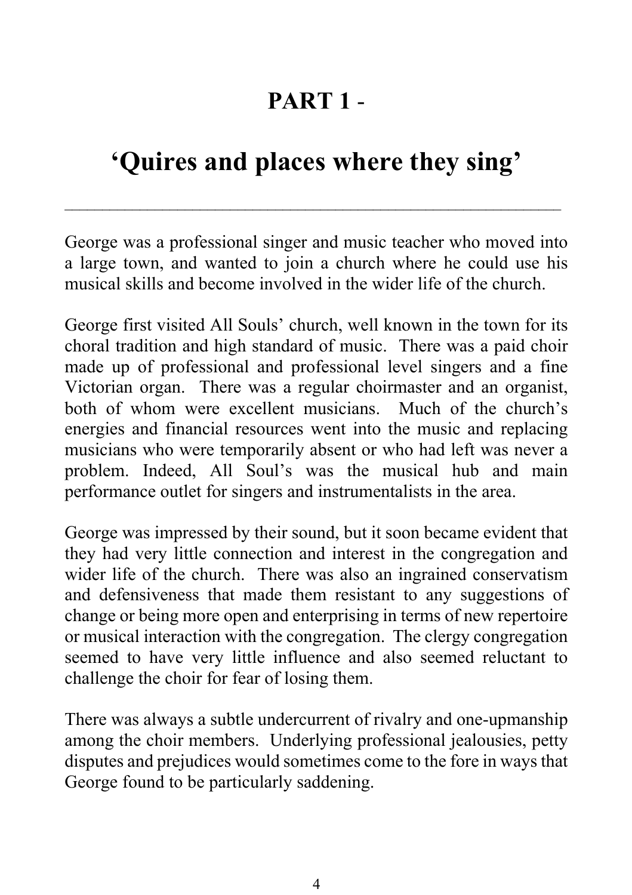# PART 1 -

# 'Quires and places where they sing'

---

George was a professional singer and music teacher who moved into a large town, and wanted to join a church where he could use his musical skills and become involved in the wider life of the church.

George first visited All Souls' church, well known in the town for its choral tradition and high standard of music. There was a paid choir made up of professional and professional level singers and a fine Victorian organ. There was a regular choirmaster and an organist, both of whom were excellent musicians. Much of the church's energies and financial resources went into the music and replacing musicians who were temporarily absent or who had left was never a problem. Indeed, All Soul's was the musical hub and main performance outlet for singers and instrumentalists in the area.

George was impressed by their sound, but it soon became evident that they had very little connection and interest in the congregation and wider life of the church. There was also an ingrained conservatism and defensiveness that made them resistant to any suggestions of change or being more open and enterprising in terms of new repertoire or musical interaction with the congregation. The clergy congregation seemed to have very little influence and also seemed reluctant to challenge the choir for fear of losing them.

There was always a subtle undercurrent of rivalry and one-upmanship among the choir members. Underlying professional jealousies, petty disputes and prejudices would sometimes come to the fore in ways that George found to be particularly saddening.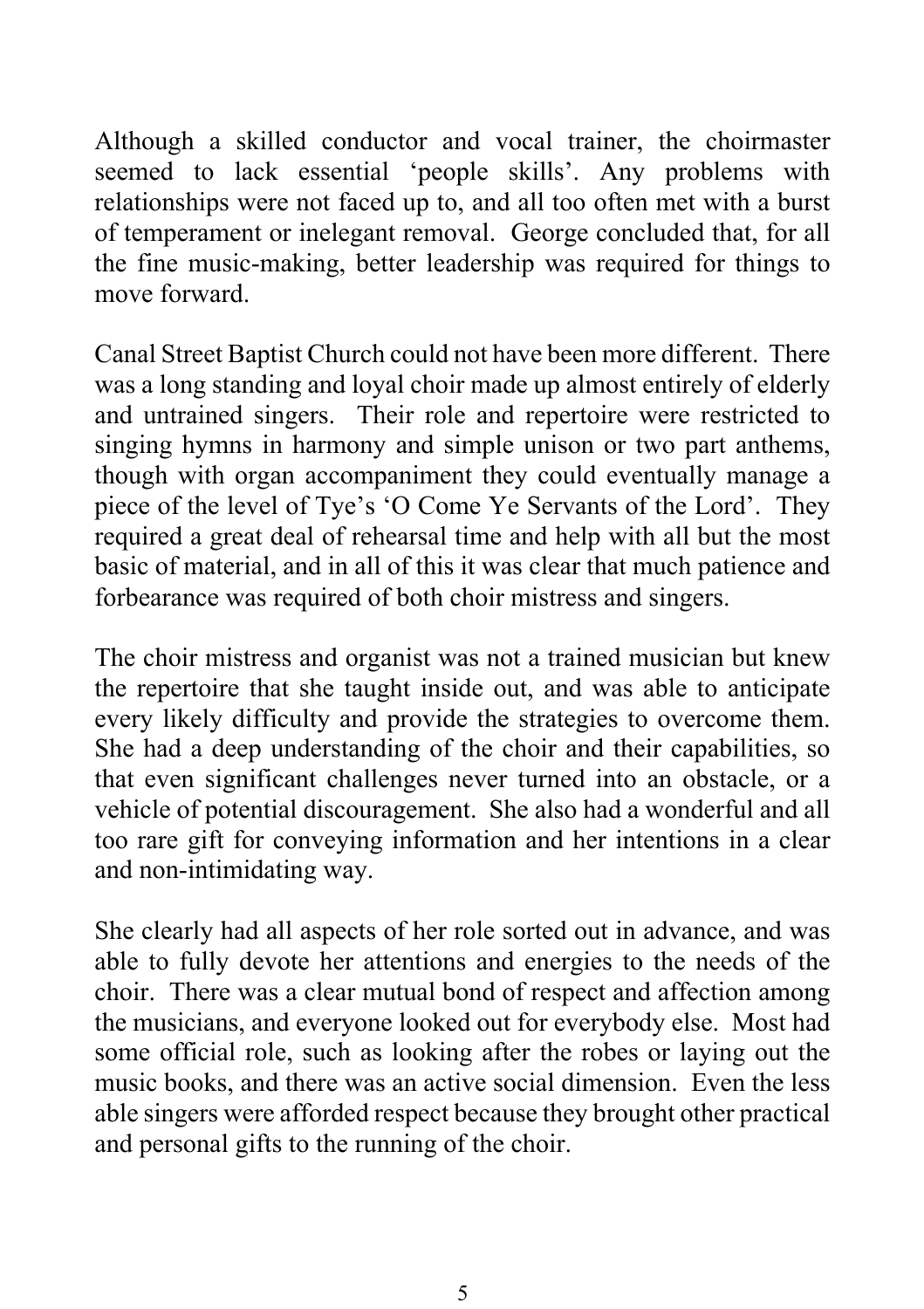Although a skilled conductor and vocal trainer, the choirmaster seemed to lack essential 'people skills'. Any problems with relationships were not faced up to, and all too often met with a burst of temperament or inelegant removal. George concluded that, for all the fine music-making, better leadership was required for things to move forward.

Canal Street Baptist Church could not have been more different. There was a long standing and loyal choir made up almost entirely of elderly and untrained singers. Their role and repertoire were restricted to singing hymns in harmony and simple unison or two part anthems, though with organ accompaniment they could eventually manage a piece of the level of Tye's 'O Come Ye Servants of the Lord'. They required a great deal of rehearsal time and help with all but the most basic of material, and in all of this it was clear that much patience and forbearance was required of both choir mistress and singers.

The choir mistress and organist was not a trained musician but knew the repertoire that she taught inside out, and was able to anticipate every likely difficulty and provide the strategies to overcome them. She had a deep understanding of the choir and their capabilities, so that even significant challenges never turned into an obstacle, or a vehicle of potential discouragement. She also had a wonderful and all too rare gift for conveying information and her intentions in a clear and non-intimidating way.

She clearly had all aspects of her role sorted out in advance, and was able to fully devote her attentions and energies to the needs of the choir. There was a clear mutual bond of respect and affection among the musicians, and everyone looked out for everybody else. Most had some official role, such as looking after the robes or laying out the music books, and there was an active social dimension. Even the less able singers were afforded respect because they brought other practical and personal gifts to the running of the choir.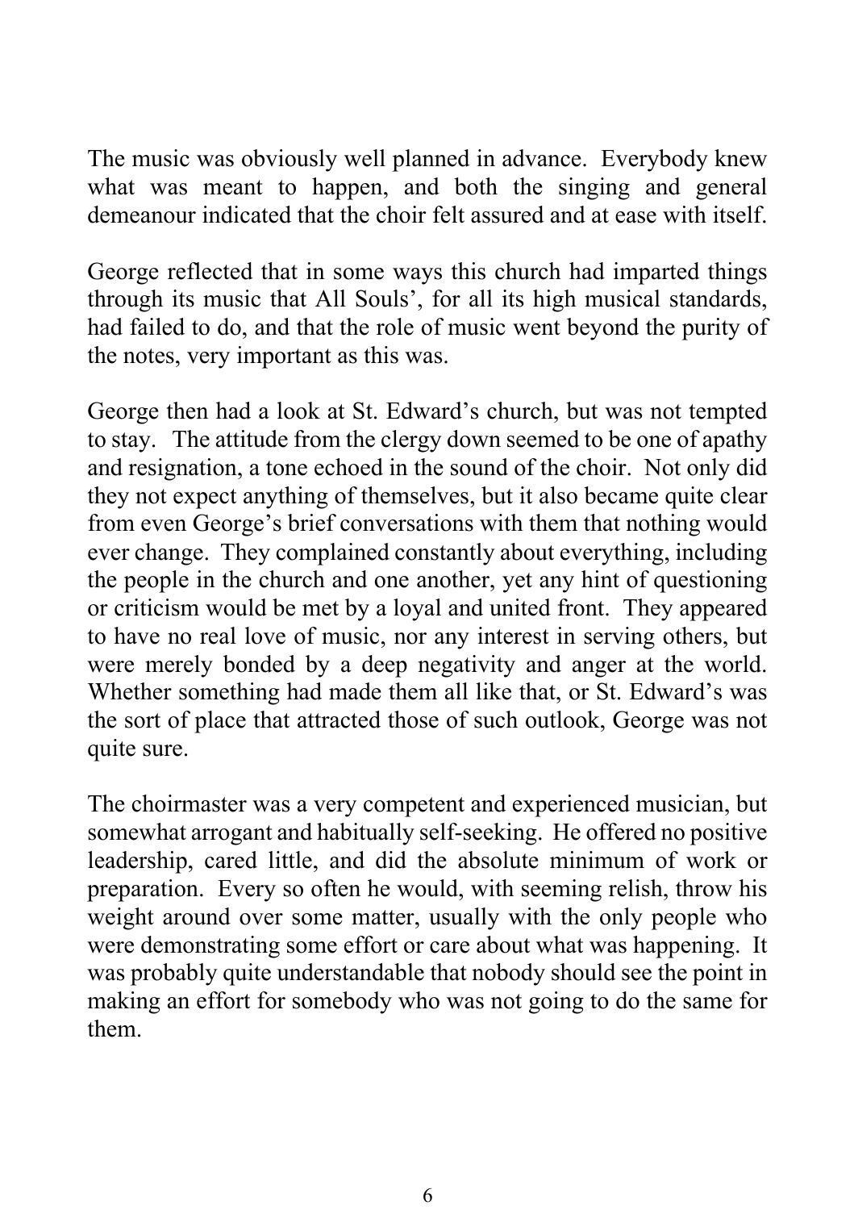The music was obviously well planned in advance. Everybody knew what was meant to happen, and both the singing and general demeanour indicated that the choir felt assured and at ease with itself.

George reflected that in some ways this church had imparted things through its music that All Souls', for all its high musical standards, had failed to do, and that the role of music went beyond the purity of the notes, very important as this was.

George then had a look at St. Edward's church, but was not tempted to stay. The attitude from the clergy down seemed to be one of apathy and resignation, a tone echoed in the sound of the choir. Not only did they not expect anything of themselves, but it also became quite clear from even George's brief conversations with them that nothing would ever change. They complained constantly about everything, including the people in the church and one another, yet any hint of questioning or criticism would be met by a loyal and united front. They appeared to have no real love of music, nor any interest in serving others, but were merely bonded by a deep negativity and anger at the world. Whether something had made them all like that, or St. Edward's was the sort of place that attracted those of such outlook, George was not quite sure.

The choirmaster was a very competent and experienced musician, but somewhat arrogant and habitually self-seeking. He offered no positive leadership, cared little, and did the absolute minimum of work or preparation. Every so often he would, with seeming relish, throw his weight around over some matter, usually with the only people who were demonstrating some effort or care about what was happening. It was probably quite understandable that nobody should see the point in making an effort for somebody who was not going to do the same for them.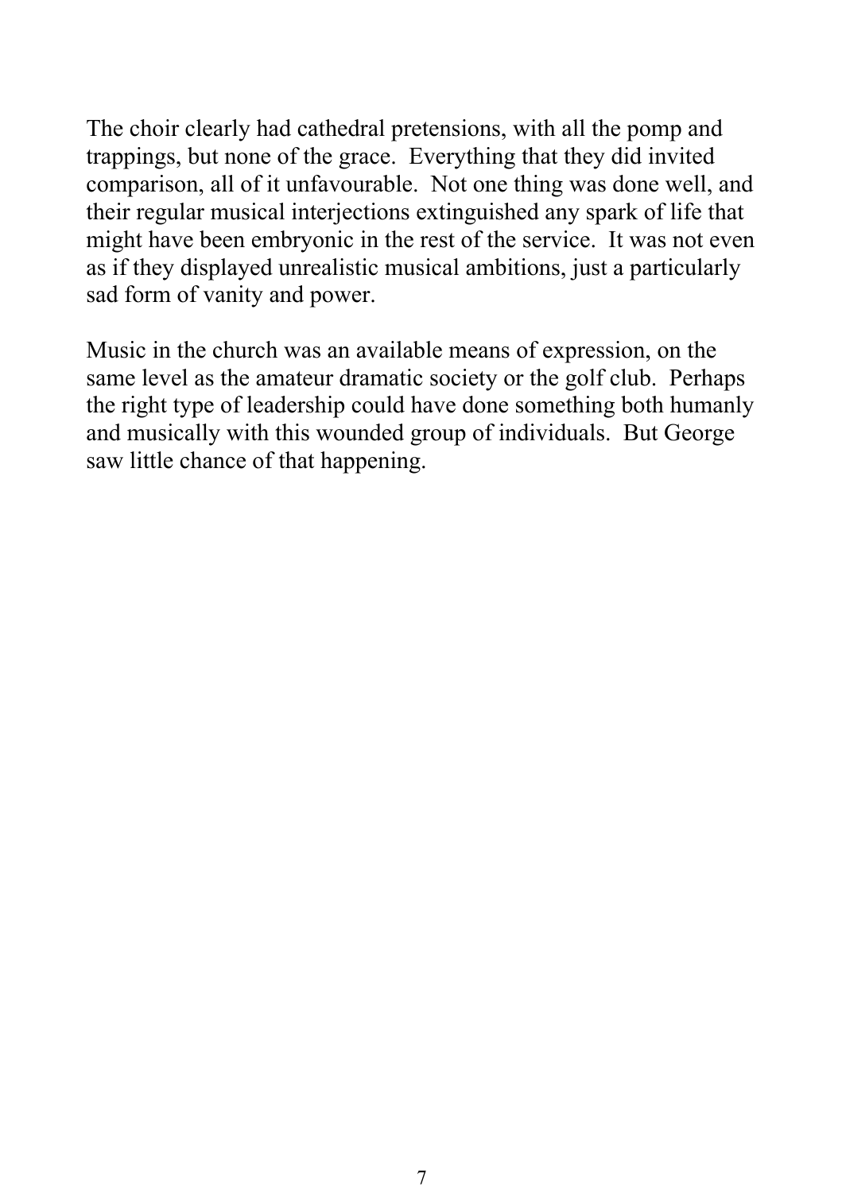The choir clearly had cathedral pretensions, with all the pomp and trappings, but none of the grace. Everything that they did invited comparison, all of it unfavourable. Not one thing was done well, and their regular musical interjections extinguished any spark of life that might have been embryonic in the rest of the service. It was not even as if they displayed unrealistic musical ambitions, just a particularly sad form of vanity and power.

Music in the church was an available means of expression, on the same level as the amateur dramatic society or the golf club. Perhaps the right type of leadership could have done something both humanly and musically with this wounded group of individuals. But George saw little chance of that happening.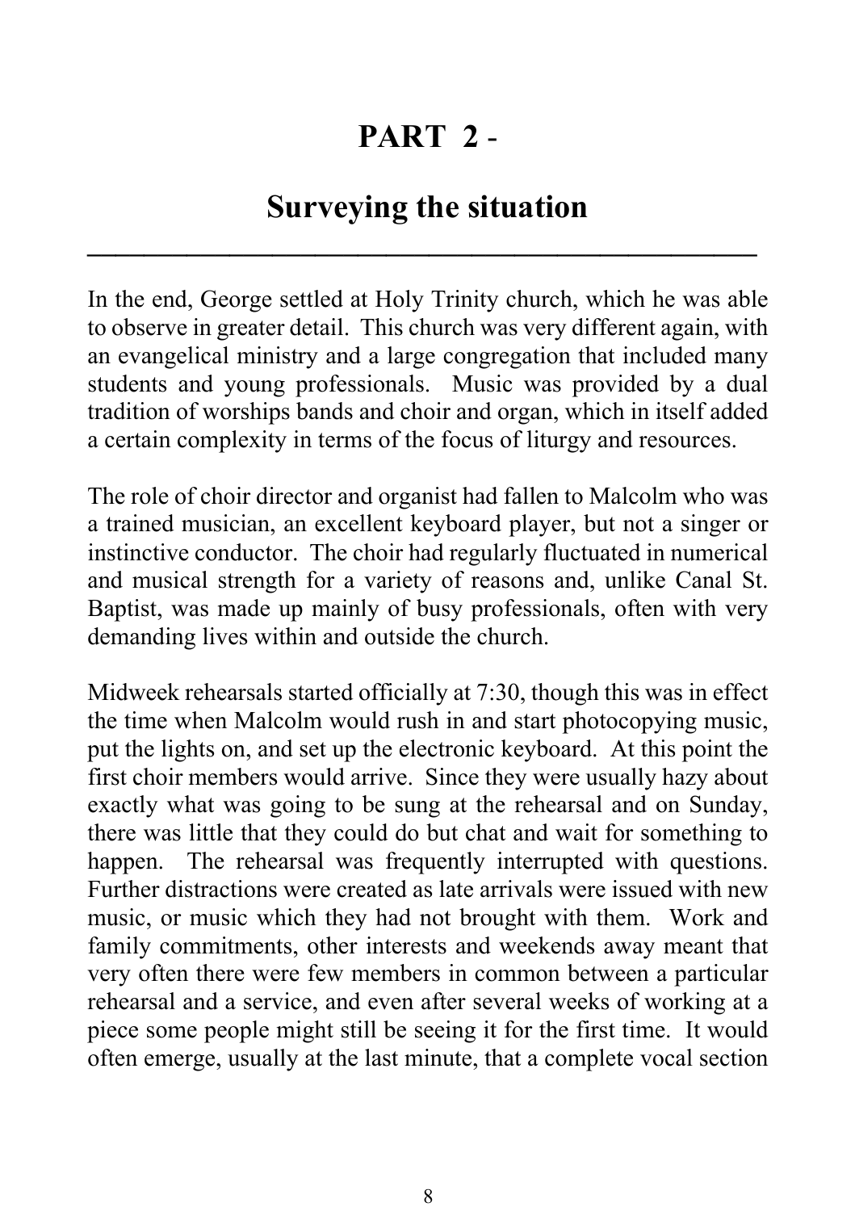# PART 2 -

## Surveying the situation

In the end, George settled at Holy Trinity church, which he was able to observe in greater detail. This church was very different again, with an evangelical ministry and a large congregation that included many students and young professionals. Music was provided by a dual tradition of worships bands and choir and organ, which in itself added a certain complexity in terms of the focus of liturgy and resources.

The role of choir director and organist had fallen to Malcolm who was a trained musician, an excellent keyboard player, but not a singer or instinctive conductor. The choir had regularly fluctuated in numerical and musical strength for a variety of reasons and, unlike Canal St. Baptist, was made up mainly of busy professionals, often with very demanding lives within and outside the church.

Midweek rehearsals started officially at 7:30, though this was in effect the time when Malcolm would rush in and start photocopying music, put the lights on, and set up the electronic keyboard. At this point the first choir members would arrive. Since they were usually hazy about exactly what was going to be sung at the rehearsal and on Sunday, there was little that they could do but chat and wait for something to happen. The rehearsal was frequently interrupted with questions. Further distractions were created as late arrivals were issued with new music, or music which they had not brought with them. Work and family commitments, other interests and weekends away meant that very often there were few members in common between a particular rehearsal and a service, and even after several weeks of working at a piece some people might still be seeing it for the first time. It would often emerge, usually at the last minute, that a complete vocal section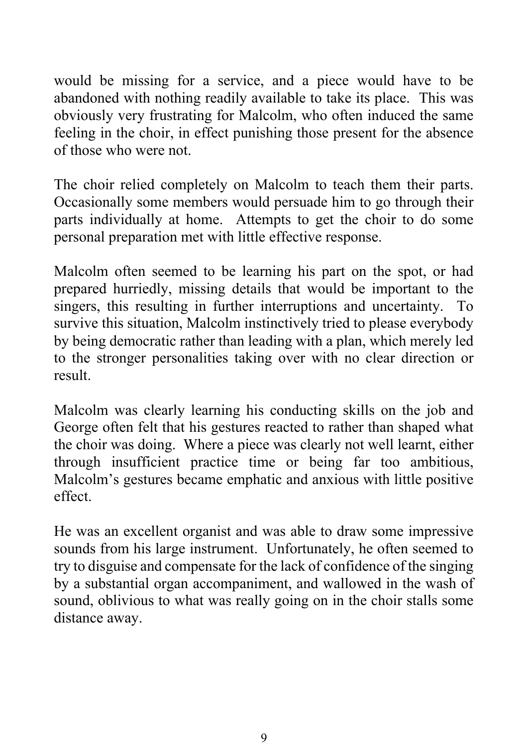would be missing for a service, and a piece would have to be abandoned with nothing readily available to take its place. This was obviously very frustrating for Malcolm, who often induced the same feeling in the choir, in effect punishing those present for the absence of those who were not.

The choir relied completely on Malcolm to teach them their parts. Occasionally some members would persuade him to go through their parts individually at home. Attempts to get the choir to do some personal preparation met with little effective response.

Malcolm often seemed to be learning his part on the spot, or had prepared hurriedly, missing details that would be important to the singers, this resulting in further interruptions and uncertainty. To survive this situation, Malcolm instinctively tried to please everybody by being democratic rather than leading with a plan, which merely led to the stronger personalities taking over with no clear direction or result.

Malcolm was clearly learning his conducting skills on the job and George often felt that his gestures reacted to rather than shaped what the choir was doing. Where a piece was clearly not well learnt, either through insufficient practice time or being far too ambitious, Malcolm's gestures became emphatic and anxious with little positive effect.

He was an excellent organist and was able to draw some impressive sounds from his large instrument. Unfortunately, he often seemed to try to disguise and compensate for the lack of confidence of the singing by a substantial organ accompaniment, and wallowed in the wash of sound, oblivious to what was really going on in the choir stalls some distance away.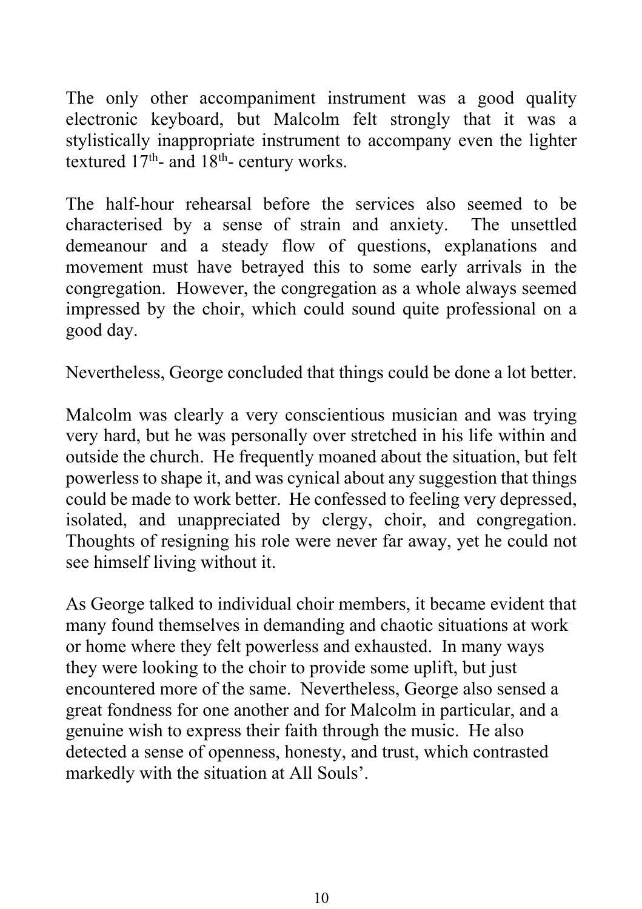The only other accompaniment instrument was a good quality electronic keyboard, but Malcolm felt strongly that it was a stylistically inappropriate instrument to accompany even the lighter textured 17th- and 18th- century works.

The half-hour rehearsal before the services also seemed to be characterised by a sense of strain and anxiety. The unsettled demeanour and a steady flow of questions, explanations and movement must have betrayed this to some early arrivals in the congregation. However, the congregation as a whole always seemed impressed by the choir, which could sound quite professional on a good day.

Nevertheless, George concluded that things could be done a lot better.

Malcolm was clearly a very conscientious musician and was trying very hard, but he was personally over stretched in his life within and outside the church. He frequently moaned about the situation, but felt powerless to shape it, and was cynical about any suggestion that things could be made to work better. He confessed to feeling very depressed, isolated, and unappreciated by clergy, choir, and congregation. Thoughts of resigning his role were never far away, yet he could not see himself living without it.

As George talked to individual choir members, it became evident that many found themselves in demanding and chaotic situations at work or home where they felt powerless and exhausted. In many ways they were looking to the choir to provide some uplift, but just encountered more of the same. Nevertheless, George also sensed a great fondness for one another and for Malcolm in particular, and a genuine wish to express their faith through the music. He also detected a sense of openness, honesty, and trust, which contrasted markedly with the situation at All Souls'.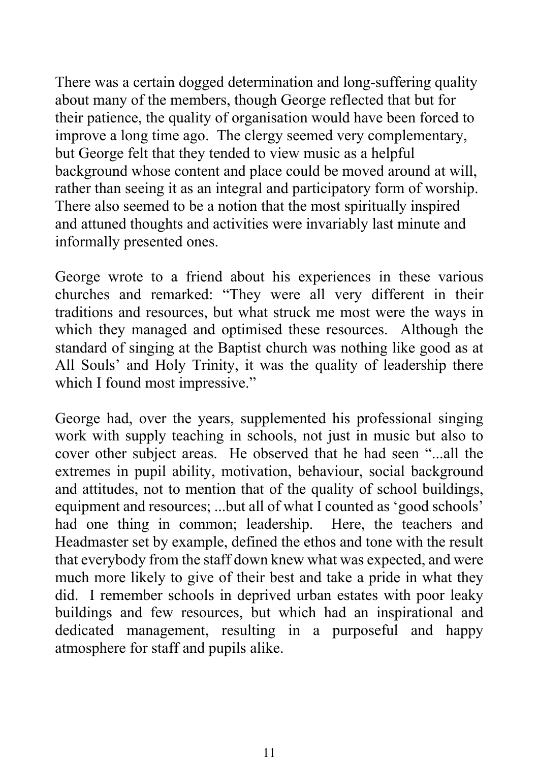There was a certain dogged determination and long-suffering quality about many of the members, though George reflected that but for their patience, the quality of organisation would have been forced to improve a long time ago. The clergy seemed very complementary, but George felt that they tended to view music as a helpful background whose content and place could be moved around at will, rather than seeing it as an integral and participatory form of worship. There also seemed to be a notion that the most spiritually inspired and attuned thoughts and activities were invariably last minute and informally presented ones.

George wrote to a friend about his experiences in these various churches and remarked: "They were all very different in their traditions and resources, but what struck me most were the ways in which they managed and optimised these resources. Although the standard of singing at the Baptist church was nothing like good as at All Souls' and Holy Trinity, it was the quality of leadership there which I found most impressive."

George had, over the years, supplemented his professional singing work with supply teaching in schools, not just in music but also to cover other subject areas. He observed that he had seen "...all the extremes in pupil ability, motivation, behaviour, social background and attitudes, not to mention that of the quality of school buildings, equipment and resources; ...but all of what I counted as 'good schools' had one thing in common; leadership. Here, the teachers and Headmaster set by example, defined the ethos and tone with the result that everybody from the staff down knew what was expected, and were much more likely to give of their best and take a pride in what they did. I remember schools in deprived urban estates with poor leaky buildings and few resources, but which had an inspirational and dedicated management, resulting in a purposeful and happy atmosphere for staff and pupils alike.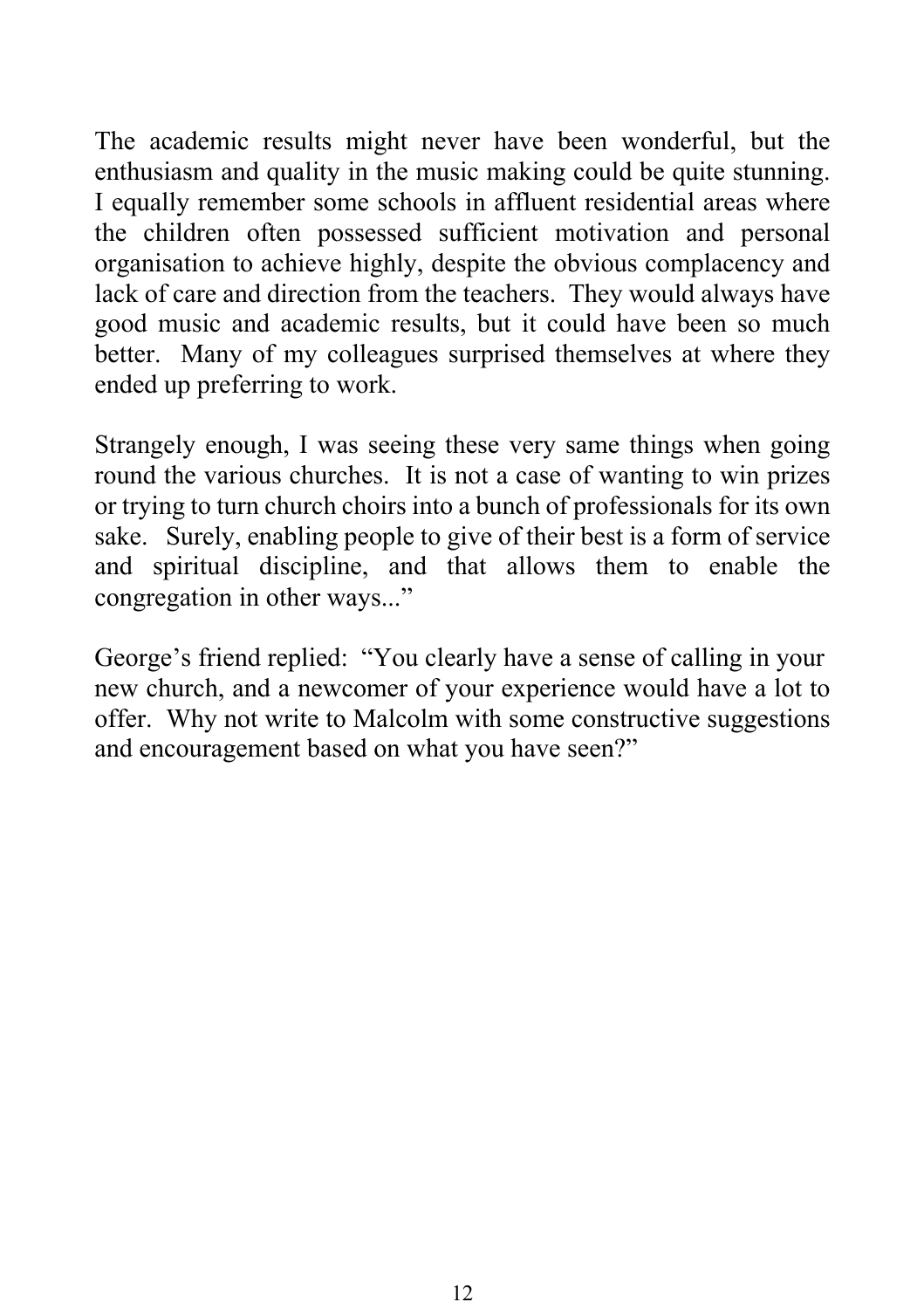The academic results might never have been wonderful, but the enthusiasm and quality in the music making could be quite stunning. I equally remember some schools in affluent residential areas where the children often possessed sufficient motivation and personal organisation to achieve highly, despite the obvious complacency and lack of care and direction from the teachers. They would always have good music and academic results, but it could have been so much better. Many of my colleagues surprised themselves at where they ended up preferring to work.

Strangely enough, I was seeing these very same things when going round the various churches. It is not a case of wanting to win prizes or trying to turn church choirs into a bunch of professionals for its own sake. Surely, enabling people to give of their best is a form of service and spiritual discipline, and that allows them to enable the congregation in other ways..."

George's friend replied: "You clearly have a sense of calling in your new church, and a newcomer of your experience would have a lot to offer. Why not write to Malcolm with some constructive suggestions and encouragement based on what you have seen?"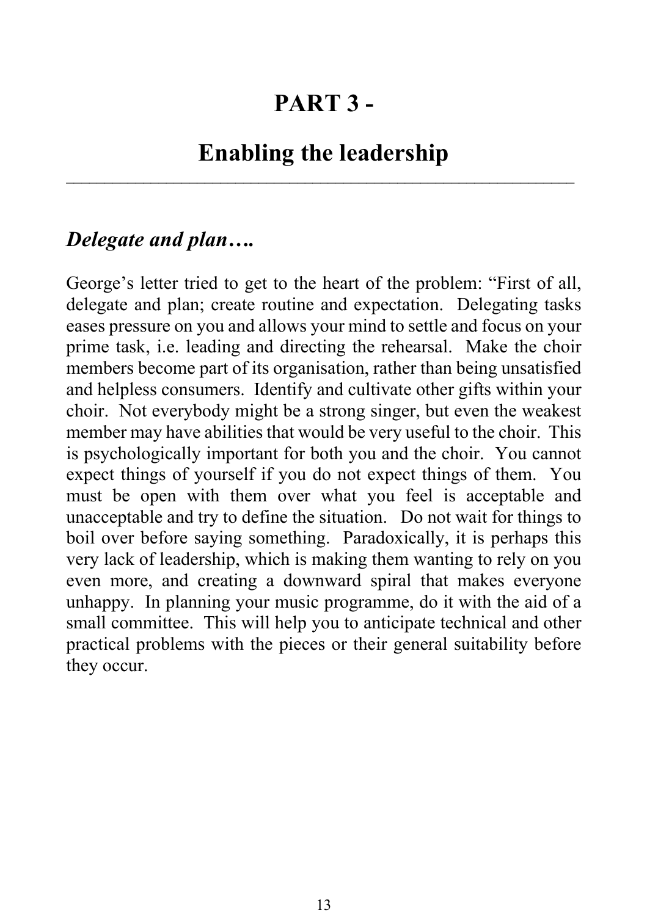# PART 3 -

# Enabling the leadership

---

## *Delegate and plan….*

George's letter tried to get to the heart of the problem: "First of all, delegate and plan; create routine and expectation. Delegating tasks eases pressure on you and allows your mind to settle and focus on your prime task, i.e. leading and directing the rehearsal. Make the choir members become part of its organisation, rather than being unsatisfied and helpless consumers. Identify and cultivate other gifts within your choir. Not everybody might be a strong singer, but even the weakest member may have abilities that would be very useful to the choir. This is psychologically important for both you and the choir. You cannot expect things of yourself if you do not expect things of them. You must be open with them over what you feel is acceptable and unacceptable and try to define the situation. Do not wait for things to boil over before saying something. Paradoxically, it is perhaps this very lack of leadership, which is making them wanting to rely on you even more, and creating a downward spiral that makes everyone unhappy. In planning your music programme, do it with the aid of a small committee. This will help you to anticipate technical and other practical problems with the pieces or their general suitability before they occur.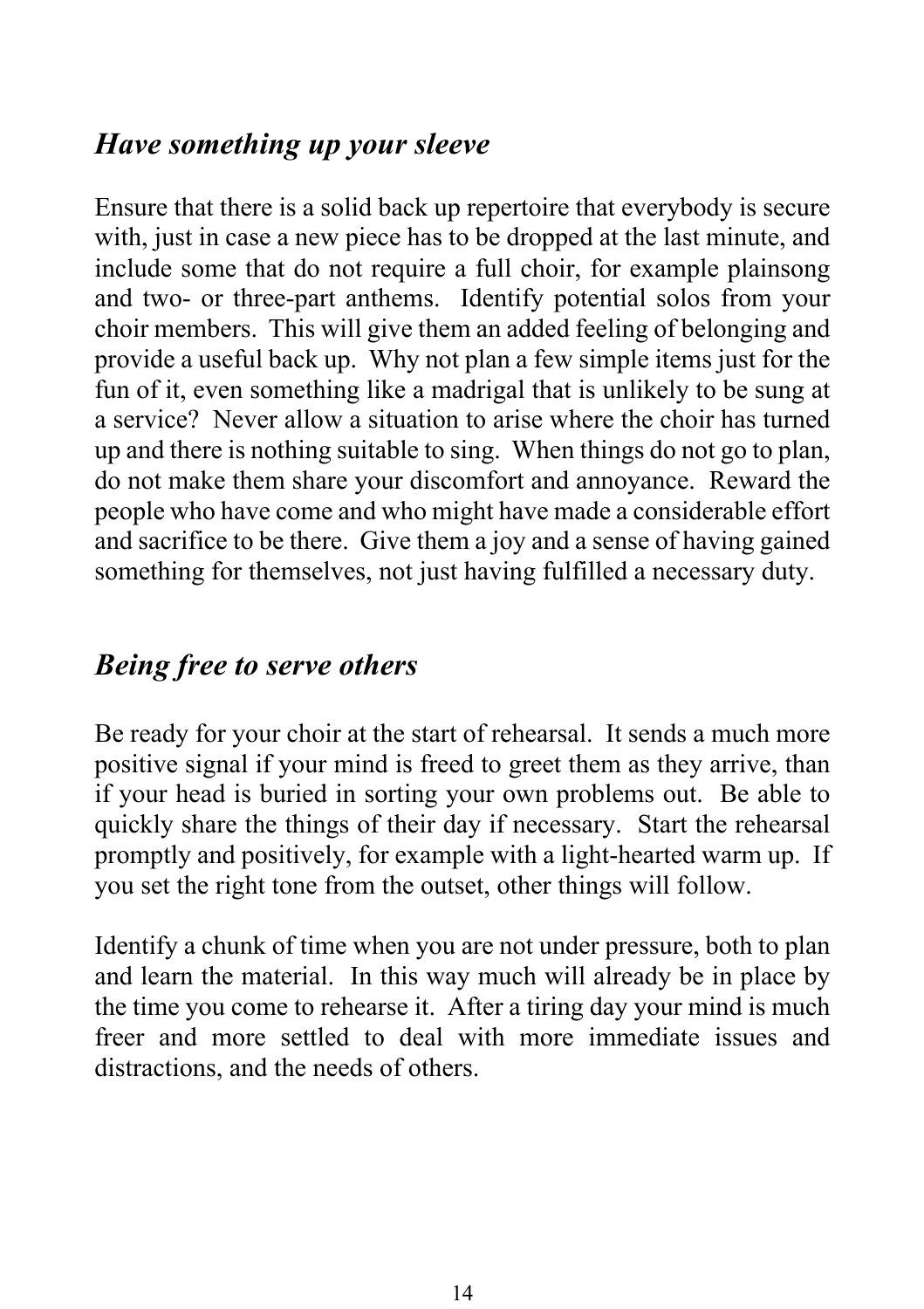## *Have something up your sleeve*

Ensure that there is a solid back up repertoire that everybody is secure with, just in case a new piece has to be dropped at the last minute, and include some that do not require a full choir, for example plainsong and two- or three-part anthems. Identify potential solos from your choir members. This will give them an added feeling of belonging and provide a useful back up. Why not plan a few simple items just for the fun of it, even something like a madrigal that is unlikely to be sung at a service? Never allow a situation to arise where the choir has turned up and there is nothing suitable to sing. When things do not go to plan, do not make them share your discomfort and annoyance. Reward the people who have come and who might have made a considerable effort and sacrifice to be there. Give them a joy and a sense of having gained something for themselves, not just having fulfilled a necessary duty.

## *Being free to serve others*

Be ready for your choir at the start of rehearsal. It sends a much more positive signal if your mind is freed to greet them as they arrive, than if your head is buried in sorting your own problems out. Be able to quickly share the things of their day if necessary. Start the rehearsal promptly and positively, for example with a light-hearted warm up. If you set the right tone from the outset, other things will follow.

Identify a chunk of time when you are not under pressure, both to plan and learn the material. In this way much will already be in place by the time you come to rehearse it. After a tiring day your mind is much freer and more settled to deal with more immediate issues and distractions, and the needs of others.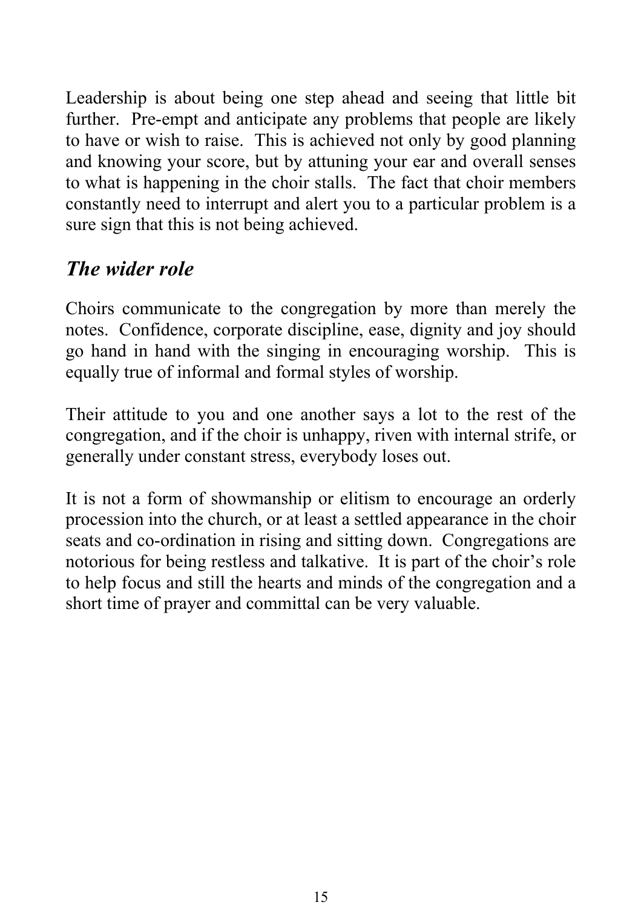Leadership is about being one step ahead and seeing that little bit further. Pre-empt and anticipate any problems that people are likely to have or wish to raise. This is achieved not only by good planning and knowing your score, but by attuning your ear and overall senses to what is happening in the choir stalls. The fact that choir members constantly need to interrupt and alert you to a particular problem is a sure sign that this is not being achieved.

## *The wider role*

Choirs communicate to the congregation by more than merely the notes. Confidence, corporate discipline, ease, dignity and joy should go hand in hand with the singing in encouraging worship. This is equally true of informal and formal styles of worship.

Their attitude to you and one another says a lot to the rest of the congregation, and if the choir is unhappy, riven with internal strife, or generally under constant stress, everybody loses out.

It is not a form of showmanship or elitism to encourage an orderly procession into the church, or at least a settled appearance in the choir seats and co-ordination in rising and sitting down. Congregations are notorious for being restless and talkative. It is part of the choir's role to help focus and still the hearts and minds of the congregation and a short time of prayer and committal can be very valuable.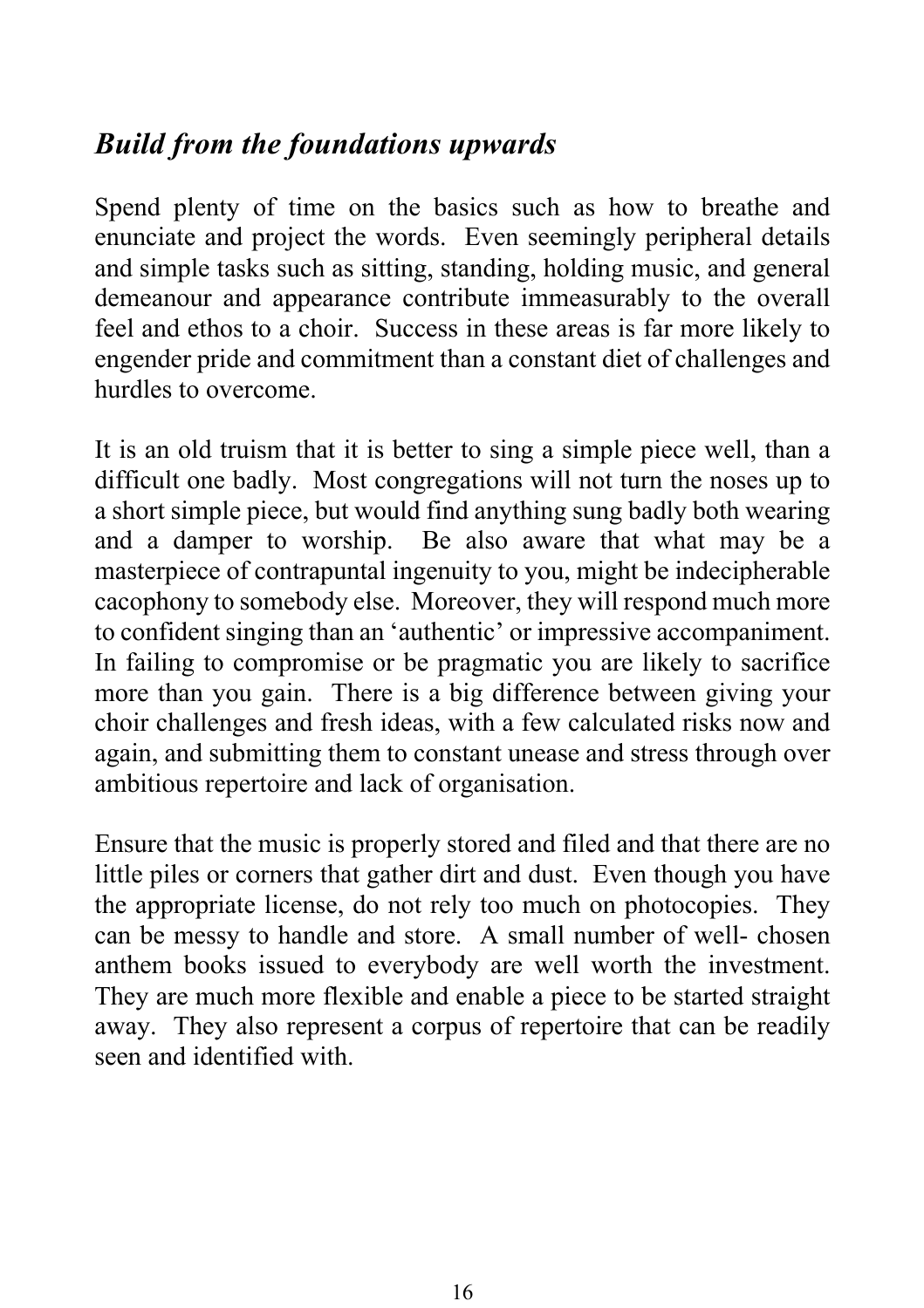### *Build from the foundations upwards*

Spend plenty of time on the basics such as how to breathe and enunciate and project the words. Even seemingly peripheral details and simple tasks such as sitting, standing, holding music, and general demeanour and appearance contribute immeasurably to the overall feel and ethos to a choir. Success in these areas is far more likely to engender pride and commitment than a constant diet of challenges and hurdles to overcome.

It is an old truism that it is better to sing a simple piece well, than a difficult one badly. Most congregations will not turn the noses up to a short simple piece, but would find anything sung badly both wearing and a damper to worship. Be also aware that what may be a masterpiece of contrapuntal ingenuity to you, might be indecipherable cacophony to somebody else. Moreover, they will respond much more to confident singing than an 'authentic' or impressive accompaniment. In failing to compromise or be pragmatic you are likely to sacrifice more than you gain. There is a big difference between giving your choir challenges and fresh ideas, with a few calculated risks now and again, and submitting them to constant unease and stress through over ambitious repertoire and lack of organisation.

Ensure that the music is properly stored and filed and that there are no little piles or corners that gather dirt and dust. Even though you have the appropriate license, do not rely too much on photocopies. They can be messy to handle and store. A small number of well- chosen anthem books issued to everybody are well worth the investment. They are much more flexible and enable a piece to be started straight away. They also represent a corpus of repertoire that can be readily seen and identified with.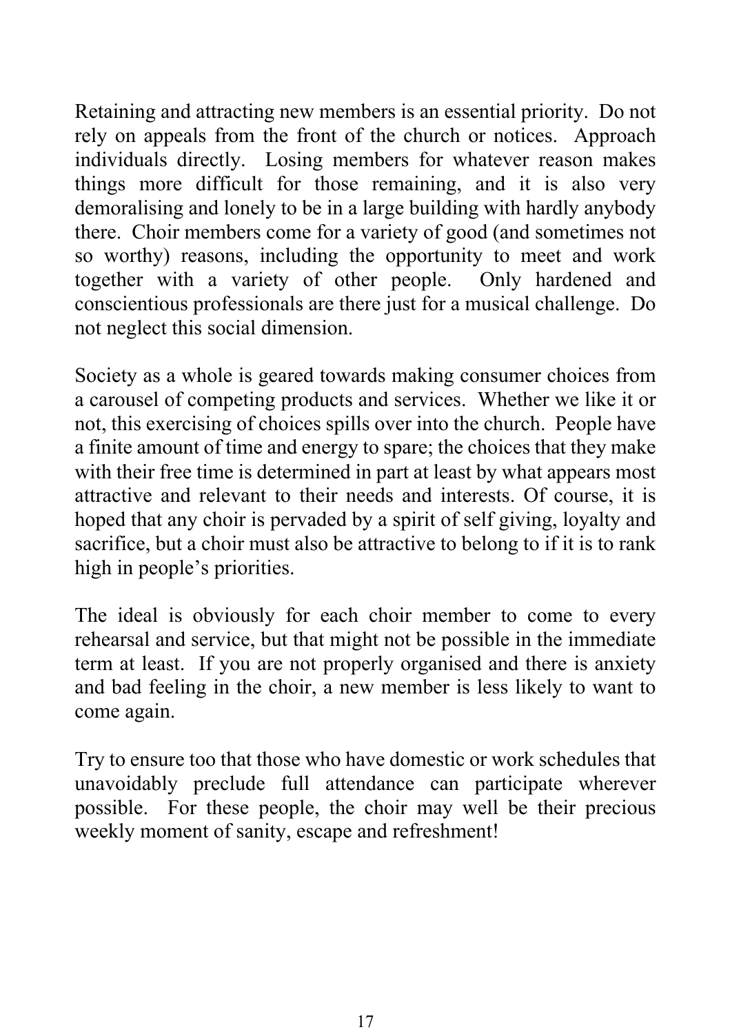Retaining and attracting new members is an essential priority. Do not rely on appeals from the front of the church or notices. Approach individuals directly. Losing members for whatever reason makes things more difficult for those remaining, and it is also very demoralising and lonely to be in a large building with hardly anybody there. Choir members come for a variety of good (and sometimes not so worthy) reasons, including the opportunity to meet and work together with a variety of other people. Only hardened and conscientious professionals are there just for a musical challenge. Do not neglect this social dimension.

Society as a whole is geared towards making consumer choices from a carousel of competing products and services. Whether we like it or not, this exercising of choices spills over into the church. People have a finite amount of time and energy to spare; the choices that they make with their free time is determined in part at least by what appears most attractive and relevant to their needs and interests. Of course, it is hoped that any choir is pervaded by a spirit of self giving, loyalty and sacrifice, but a choir must also be attractive to belong to if it is to rank high in people's priorities.

The ideal is obviously for each choir member to come to every rehearsal and service, but that might not be possible in the immediate term at least. If you are not properly organised and there is anxiety and bad feeling in the choir, a new member is less likely to want to come again.

Try to ensure too that those who have domestic or work schedules that unavoidably preclude full attendance can participate wherever possible. For these people, the choir may well be their precious weekly moment of sanity, escape and refreshment!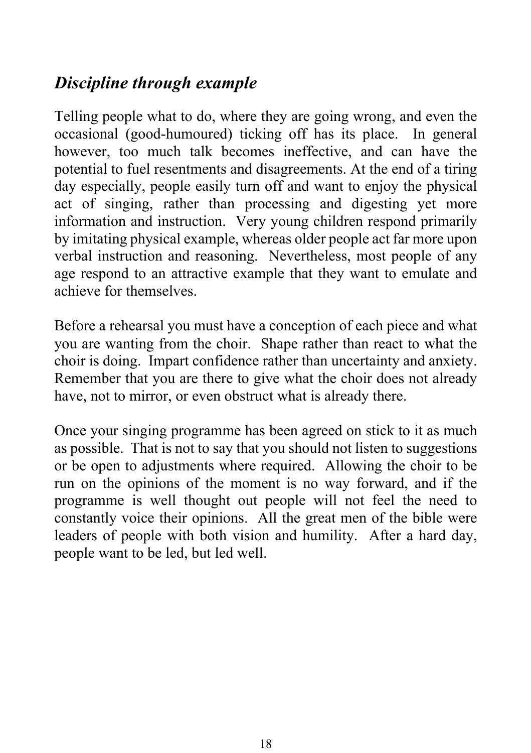## *Discipline through example*

Telling people what to do, where they are going wrong, and even the occasional (good-humoured) ticking off has its place. In general however, too much talk becomes ineffective, and can have the potential to fuel resentments and disagreements. At the end of a tiring day especially, people easily turn off and want to enjoy the physical act of singing, rather than processing and digesting yet more information and instruction. Very young children respond primarily by imitating physical example, whereas older people act far more upon verbal instruction and reasoning. Nevertheless, most people of any age respond to an attractive example that they want to emulate and achieve for themselves.

Before a rehearsal you must have a conception of each piece and what you are wanting from the choir. Shape rather than react to what the choir is doing. Impart confidence rather than uncertainty and anxiety. Remember that you are there to give what the choir does not already have, not to mirror, or even obstruct what is already there.

Once your singing programme has been agreed on stick to it as much as possible. That is not to say that you should not listen to suggestions or be open to adjustments where required. Allowing the choir to be run on the opinions of the moment is no way forward, and if the programme is well thought out people will not feel the need to constantly voice their opinions. All the great men of the bible were leaders of people with both vision and humility. After a hard day, people want to be led, but led well.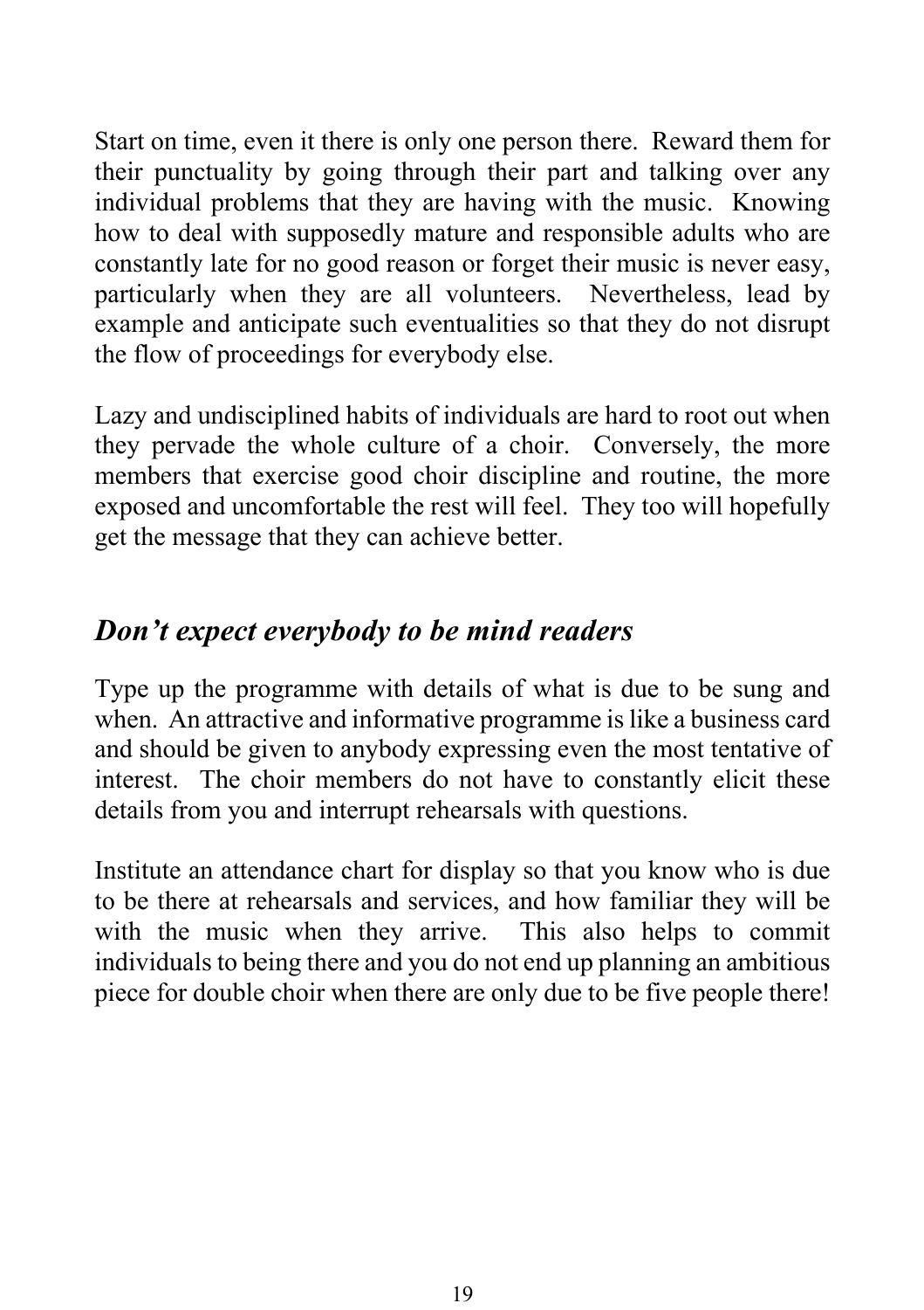Start on time, even it there is only one person there. Reward them for their punctuality by going through their part and talking over any individual problems that they are having with the music. Knowing how to deal with supposedly mature and responsible adults who are constantly late for no good reason or forget their music is never easy, particularly when they are all volunteers. Nevertheless, lead by example and anticipate such eventualities so that they do not disrupt the flow of proceedings for everybody else.

Lazy and undisciplined habits of individuals are hard to root out when they pervade the whole culture of a choir. Conversely, the more members that exercise good choir discipline and routine, the more exposed and uncomfortable the rest will feel. They too will hopefully get the message that they can achieve better.

## *Don't expect everybody to be mind readers*

Type up the programme with details of what is due to be sung and when. An attractive and informative programme is like a business card and should be given to anybody expressing even the most tentative of interest. The choir members do not have to constantly elicit these details from you and interrupt rehearsals with questions.

Institute an attendance chart for display so that you know who is due to be there at rehearsals and services, and how familiar they will be with the music when they arrive. This also helps to commit individuals to being there and you do not end up planning an ambitious piece for double choir when there are only due to be five people there!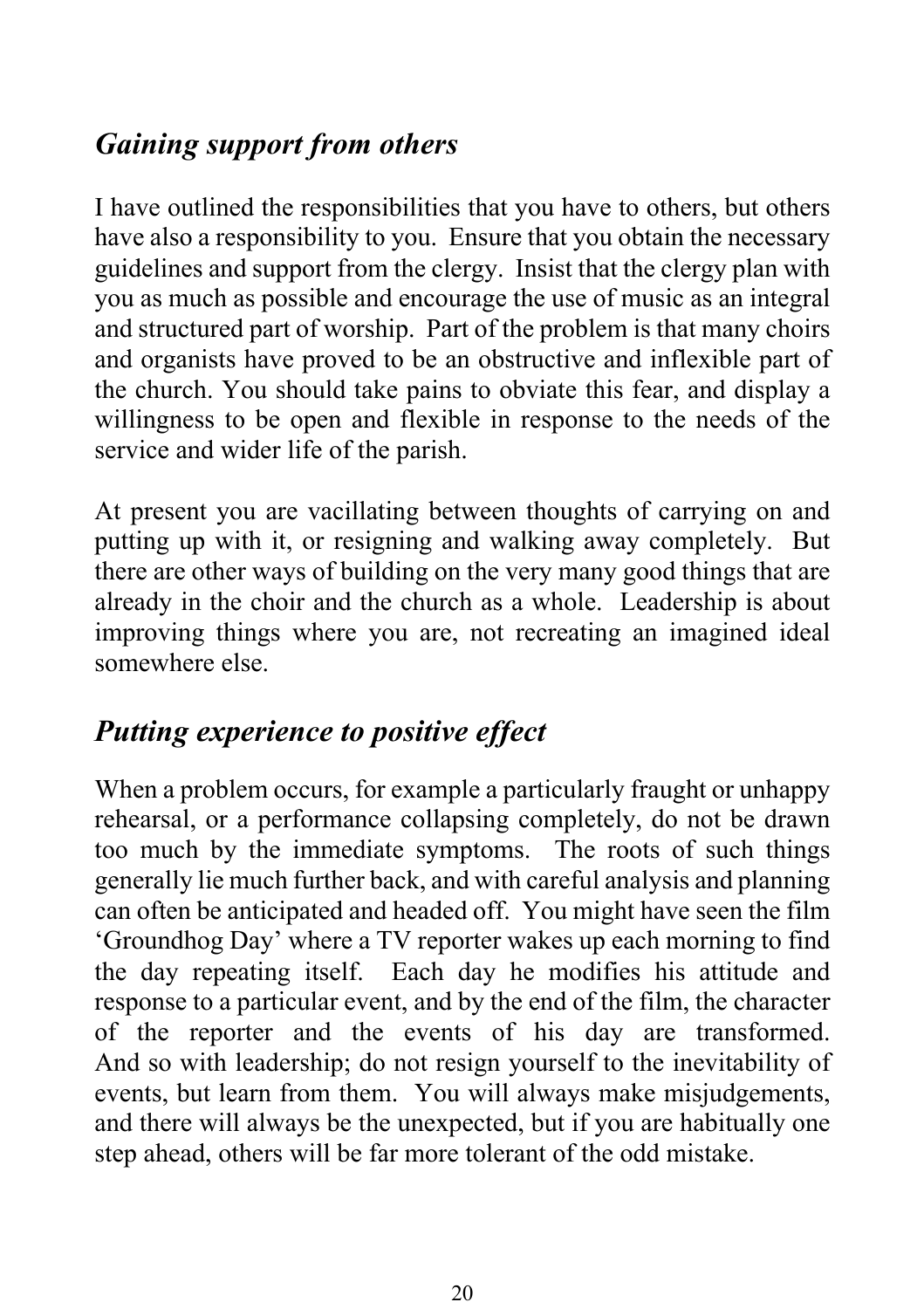## *Gaining support from others*

I have outlined the responsibilities that you have to others, but others have also a responsibility to you. Ensure that you obtain the necessary guidelines and support from the clergy. Insist that the clergy plan with you as much as possible and encourage the use of music as an integral and structured part of worship. Part of the problem is that many choirs and organists have proved to be an obstructive and inflexible part of the church. You should take pains to obviate this fear, and display a willingness to be open and flexible in response to the needs of the service and wider life of the parish.

At present you are vacillating between thoughts of carrying on and putting up with it, or resigning and walking away completely. But there are other ways of building on the very many good things that are already in the choir and the church as a whole. Leadership is about improving things where you are, not recreating an imagined ideal somewhere else.

## *Putting experience to positive effect*

When a problem occurs, for example a particularly fraught or unhappy rehearsal, or a performance collapsing completely, do not be drawn too much by the immediate symptoms. The roots of such things generally lie much further back, and with careful analysis and planning can often be anticipated and headed off. You might have seen the film 'Groundhog Day' where a TV reporter wakes up each morning to find the day repeating itself. Each day he modifies his attitude and response to a particular event, and by the end of the film, the character of the reporter and the events of his day are transformed. And so with leadership; do not resign yourself to the inevitability of events, but learn from them. You will always make misjudgements, and there will always be the unexpected, but if you are habitually one step ahead, others will be far more tolerant of the odd mistake.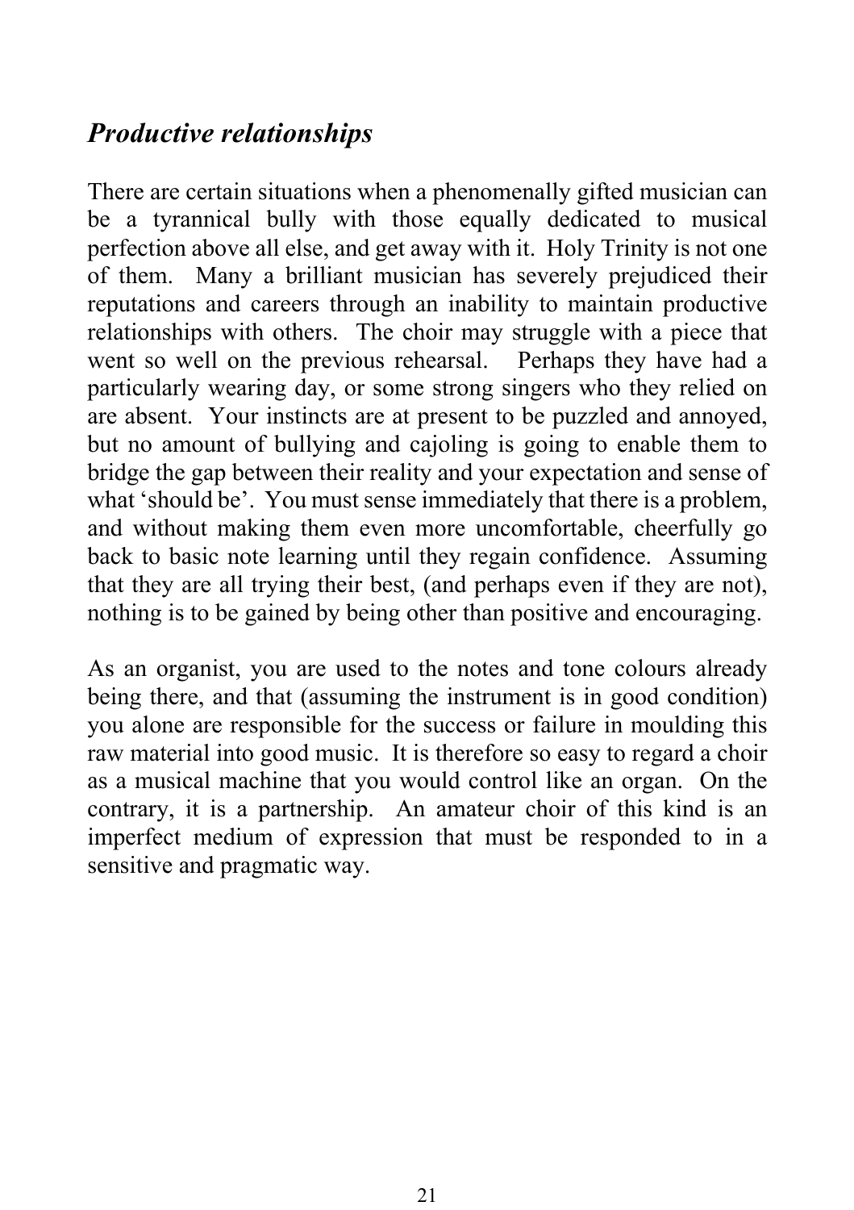## *Productive relationships*

There are certain situations when a phenomenally gifted musician can be a tyrannical bully with those equally dedicated to musical perfection above all else, and get away with it. Holy Trinity is not one of them. Many a brilliant musician has severely prejudiced their reputations and careers through an inability to maintain productive relationships with others. The choir may struggle with a piece that went so well on the previous rehearsal. Perhaps they have had a particularly wearing day, or some strong singers who they relied on are absent. Your instincts are at present to be puzzled and annoyed, but no amount of bullying and cajoling is going to enable them to bridge the gap between their reality and your expectation and sense of what 'should be'. You must sense immediately that there is a problem, and without making them even more uncomfortable, cheerfully go back to basic note learning until they regain confidence. Assuming that they are all trying their best, (and perhaps even if they are not), nothing is to be gained by being other than positive and encouraging.

As an organist, you are used to the notes and tone colours already being there, and that (assuming the instrument is in good condition) you alone are responsible for the success or failure in moulding this raw material into good music. It is therefore so easy to regard a choir as a musical machine that you would control like an organ. On the contrary, it is a partnership. An amateur choir of this kind is an imperfect medium of expression that must be responded to in a sensitive and pragmatic way.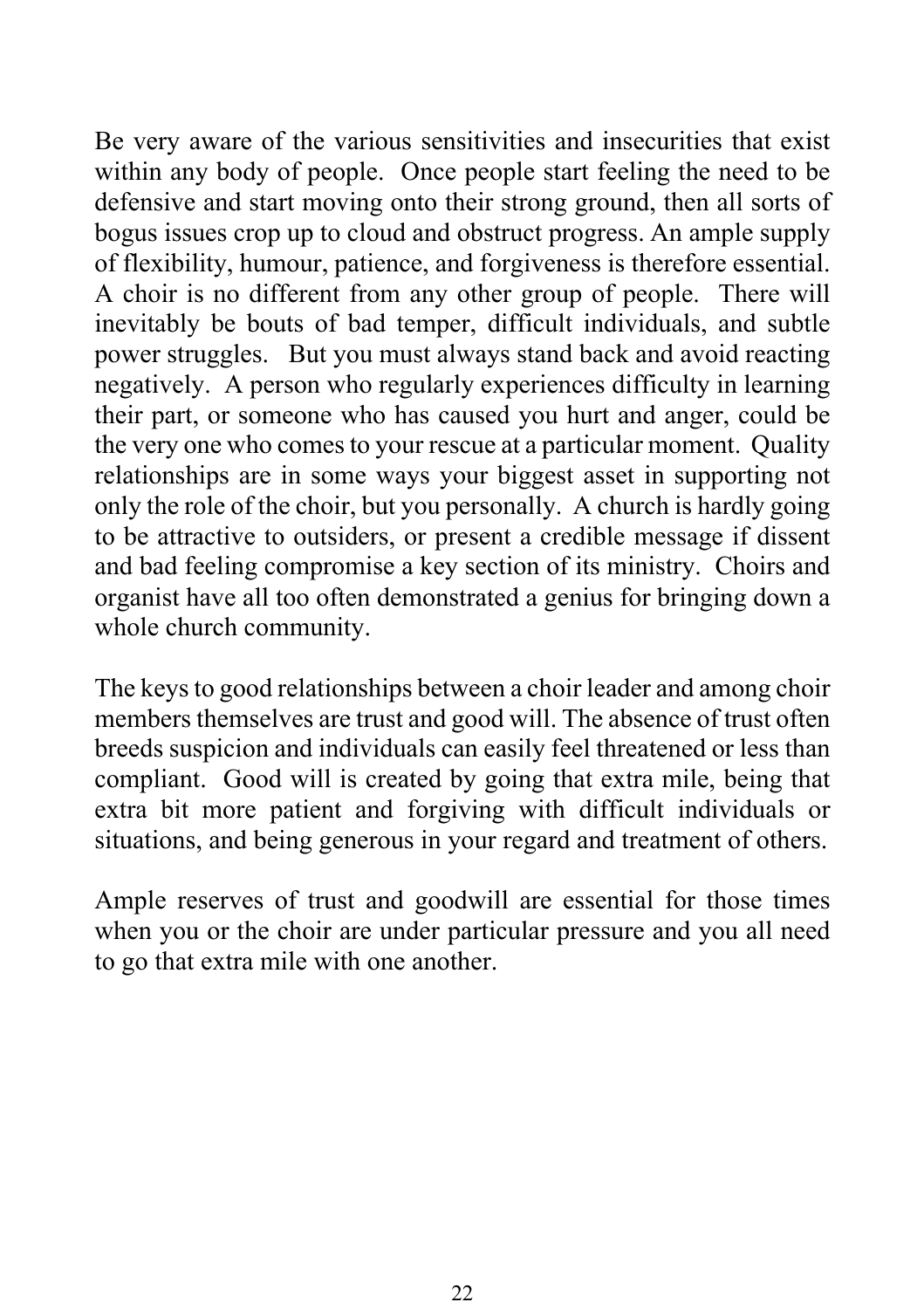Be very aware of the various sensitivities and insecurities that exist within any body of people. Once people start feeling the need to be defensive and start moving onto their strong ground, then all sorts of bogus issues crop up to cloud and obstruct progress. An ample supply of flexibility, humour, patience, and forgiveness is therefore essential. A choir is no different from any other group of people. There will inevitably be bouts of bad temper, difficult individuals, and subtle power struggles. But you must always stand back and avoid reacting negatively. A person who regularly experiences difficulty in learning their part, or someone who has caused you hurt and anger, could be the very one who comes to your rescue at a particular moment. Quality relationships are in some ways your biggest asset in supporting not only the role of the choir, but you personally. A church is hardly going to be attractive to outsiders, or present a credible message if dissent and bad feeling compromise a key section of its ministry. Choirs and organist have all too often demonstrated a genius for bringing down a whole church community.

The keys to good relationships between a choir leader and among choir members themselves are trust and good will. The absence of trust often breeds suspicion and individuals can easily feel threatened or less than compliant. Good will is created by going that extra mile, being that extra bit more patient and forgiving with difficult individuals or situations, and being generous in your regard and treatment of others.

Ample reserves of trust and goodwill are essential for those times when you or the choir are under particular pressure and you all need to go that extra mile with one another.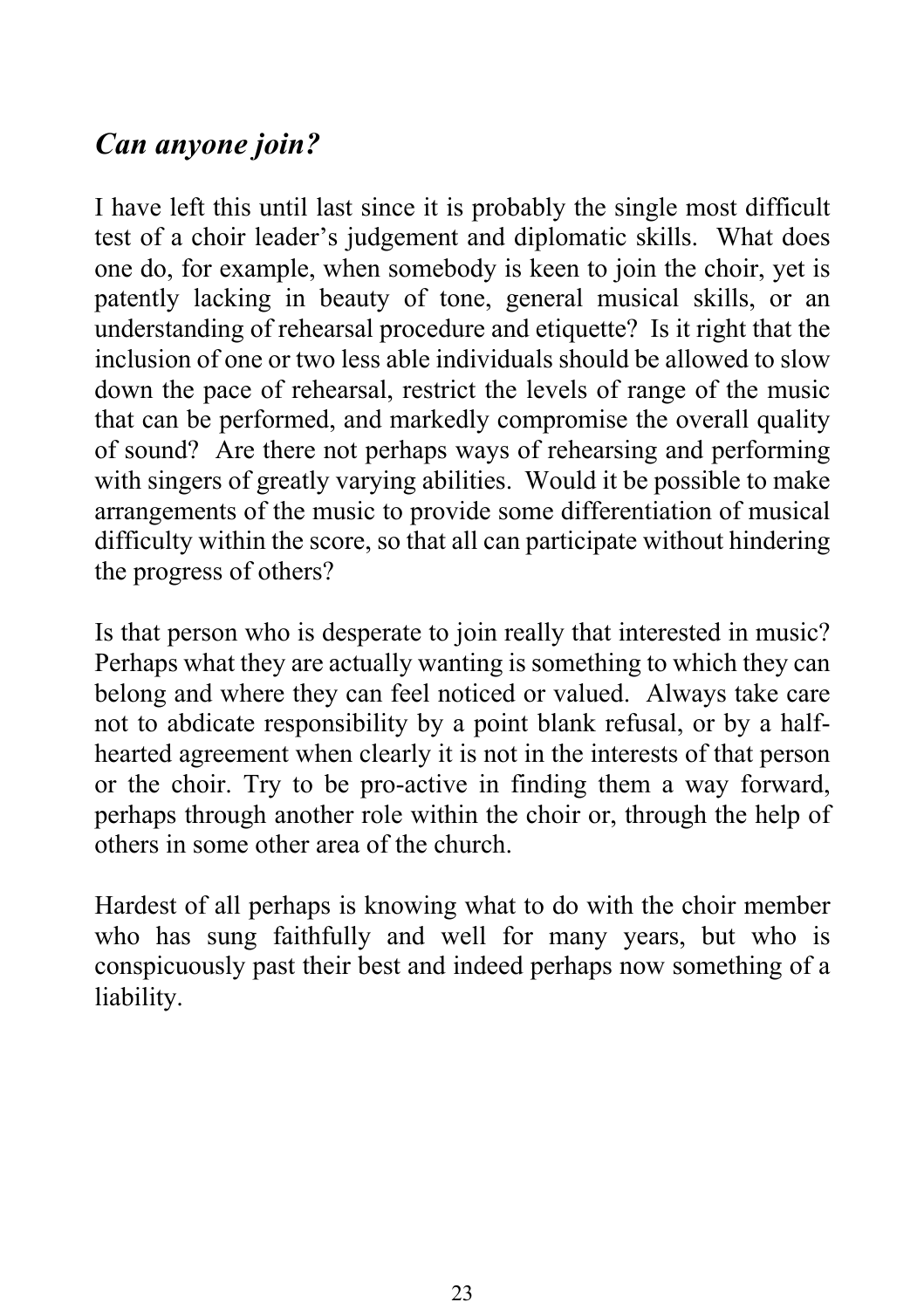## *Can anyone join?*

I have left this until last since it is probably the single most difficult test of a choir leader's judgement and diplomatic skills. What does one do, for example, when somebody is keen to join the choir, yet is patently lacking in beauty of tone, general musical skills, or an understanding of rehearsal procedure and etiquette? Is it right that the inclusion of one or two less able individuals should be allowed to slow down the pace of rehearsal, restrict the levels of range of the music that can be performed, and markedly compromise the overall quality of sound? Are there not perhaps ways of rehearsing and performing with singers of greatly varying abilities. Would it be possible to make arrangements of the music to provide some differentiation of musical difficulty within the score, so that all can participate without hindering the progress of others?

Is that person who is desperate to join really that interested in music? Perhaps what they are actually wanting is something to which they can belong and where they can feel noticed or valued. Always take care not to abdicate responsibility by a point blank refusal, or by a half-hearted agreement when clearly it is not in the interests of that person or the choir. Try to be pro-active in finding them a way forward, perhaps through another role within the choir or, through the help of others in some other area of the church.

Hardest of all perhaps is knowing what to do with the choir member who has sung faithfully and well for many years, but who is conspicuously past their best and indeed perhaps now something of a liability.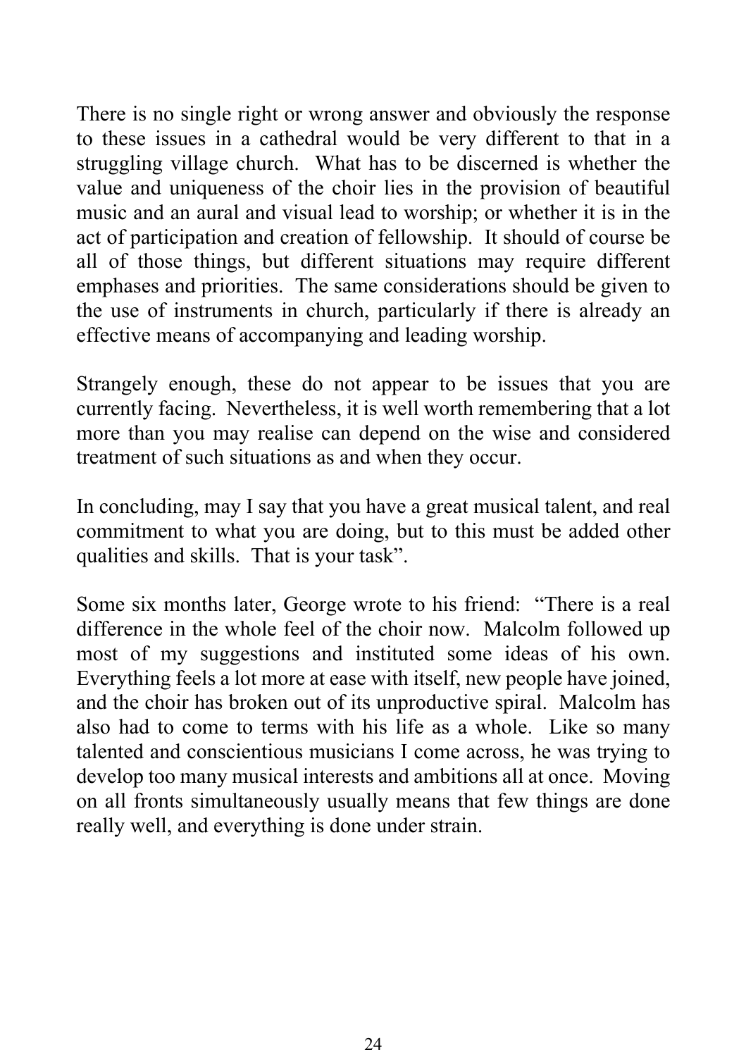There is no single right or wrong answer and obviously the response to these issues in a cathedral would be very different to that in a struggling village church. What has to be discerned is whether the value and uniqueness of the choir lies in the provision of beautiful music and an aural and visual lead to worship; or whether it is in the act of participation and creation of fellowship. It should of course be all of those things, but different situations may require different emphases and priorities. The same considerations should be given to the use of instruments in church, particularly if there is already an effective means of accompanying and leading worship.

Strangely enough, these do not appear to be issues that you are currently facing. Nevertheless, it is well worth remembering that a lot more than you may realise can depend on the wise and considered treatment of such situations as and when they occur.

In concluding, may I say that you have a great musical talent, and real commitment to what you are doing, but to this must be added other qualities and skills. That is your task".

Some six months later, George wrote to his friend: "There is a real difference in the whole feel of the choir now. Malcolm followed up most of my suggestions and instituted some ideas of his own. Everything feels a lot more at ease with itself, new people have joined, and the choir has broken out of its unproductive spiral. Malcolm has also had to come to terms with his life as a whole. Like so many talented and conscientious musicians I come across, he was trying to develop too many musical interests and ambitions all at once. Moving on all fronts simultaneously usually means that few things are done really well, and everything is done under strain.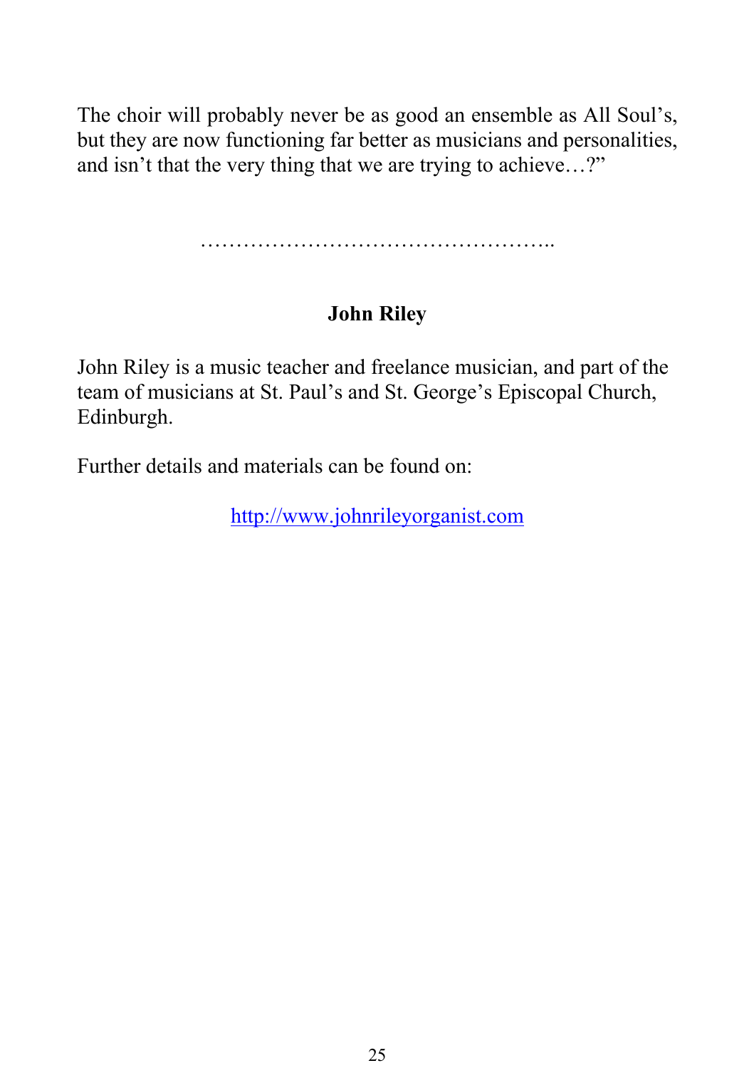The choir will probably never be as good an ensemble as All Soul's, but they are now functioning far better as musicians and personalities, and isn't that the very thing that we are trying to achieve…?"

…………………………………………..

**John Riley**

John Riley is a music teacher and freelance musician, and part of the team of musicians at St. Paul's and St. George's Episcopal Church, Edinburgh.

Further details and materials can be found on:

http://www.johnrileyorganist.com